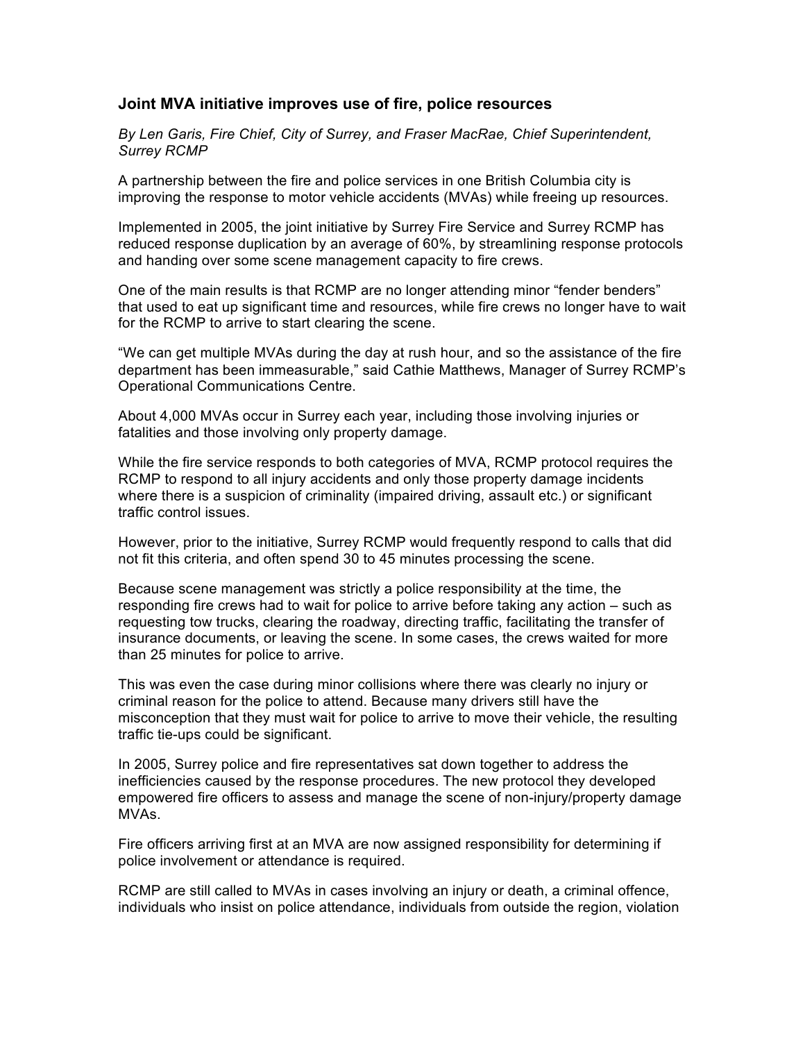## Joint MVA initiative improves use of fire, police resources

*By Len Garis, Fire Chief, City of Surrey, and Fraser MacRae, Chief Superintendent, Surrey RCMP*

A partnership between the fire and police services in one British Columbia city is improving the response to motor vehicle accidents (MVAs) while freeing up resources.

Implemented in 2005, the joint initiative by Surrey Fire Service and Surrey RCMP has reduced response duplication by an average of 60%, by streamlining response protocols and handing over some scene management capacity to fire crews.

One of the main results is that RCMP are no longer attending minor "fender benders" that used to eat up significant time and resources, while fire crews no longer have to wait for the RCMP to arrive to start clearing the scene.

"We can get multiple MVAs during the day at rush hour, and so the assistance of the fire department has been immeasurable," said Cathie Matthews, Manager of Surrey RCMP's Operational Communications Centre.

About 4,000 MVAs occur in Surrey each year, including those involving injuries or fatalities and those involving only property damage.

While the fire service responds to both categories of MVA, RCMP protocol requires the RCMP to respond to all injury accidents and only those property damage incidents where there is a suspicion of criminality (impaired driving, assault etc.) or significant traffic control issues.

However, prior to the initiative, Surrey RCMP would frequently respond to calls that did not fit this criteria, and often spend 30 to 45 minutes processing the scene.

Because scene management was strictly a police responsibility at the time, the responding fire crews had to wait for police to arrive before taking any action – such as requesting tow trucks, clearing the roadway, directing traffic, facilitating the transfer of insurance documents, or leaving the scene. In some cases, the crews waited for more than 25 minutes for police to arrive.

This was even the case during minor collisions where there was clearly no injury or criminal reason for the police to attend. Because many drivers still have the misconception that they must wait for police to arrive to move their vehicle, the resulting traffic tie-ups could be significant.

In 2005, Surrey police and fire representatives sat down together to address the inefficiencies caused by the response procedures. The new protocol they developed empowered fire officers to assess and manage the scene of non-injury/property damage MVAs.

Fire officers arriving first at an MVA are now assigned responsibility for determining if police involvement or attendance is required.

RCMP are still called to MVAs in cases involving an injury or death, a criminal offence, individuals who insist on police attendance, individuals from outside the region, violation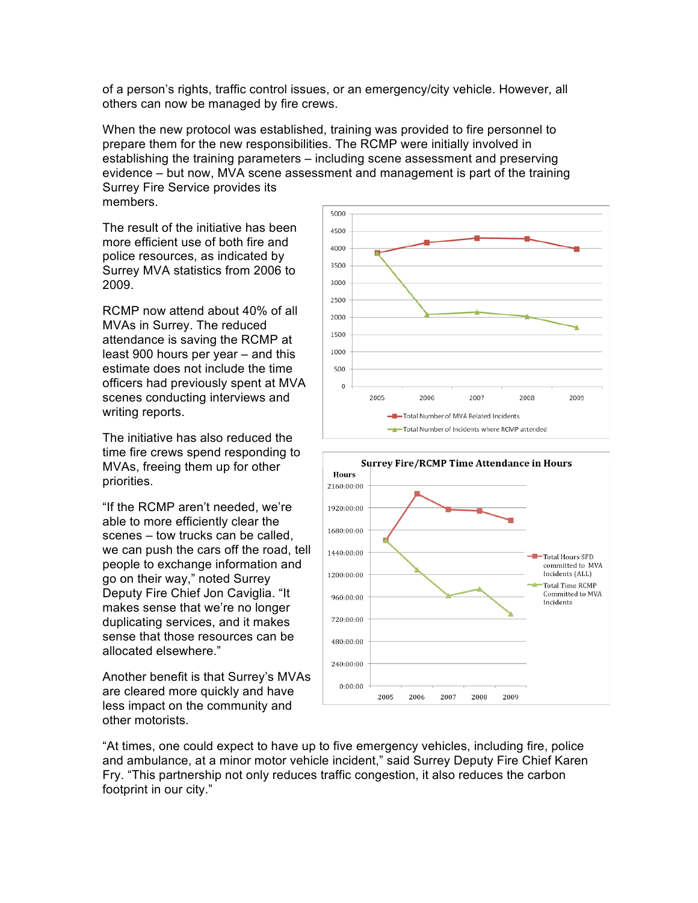of a person's rights, traffic control issues, or an emergency/city vehicle. However, all others can now be managed by fire crews.

When the new protocol was established, training was provided to fire personnel to prepare them for the new responsibilities. The RCMP were initially involved in establishing the training parameters – including scene assessment and preserving evidence – but now, MVA scene assessment and management is part of the training Surrey Fire Service provides its members.

The result of the initiative has been more efficient use of both fire and police resources, as indicated by Surrey MVA statistics from 2006 to 2009.

RCMP now attend about 40% of all MVAs in Surrey. The reduced attendance is saving the RCMP at least 900 hours per year – and this estimate does not include the time officers had previously spent at MVA scenes conducting interviews and writing reports.

The initiative has also reduced the time fire crews spend responding to MVAs, freeing them up for other priorities.

"If the RCMP aren't needed, we're able to more efficiently clear the scenes – tow trucks can be called, we can push the cars off the road, tell people to exchange information and go on their way," noted Surrey Deputy Fire Chief Jon Caviglia. "It makes sense that we're no longer duplicating services, and it makes sense that those resources can be allocated elsewhere."

Another benefit is that Surrey's MVAs are cleared more quickly and have less impact on the community and other motorists.

"At times, one could expect to have up to five emergency vehicles, including fire, police and ambulance, at a minor motor vehicle incident," said Surrey Deputy Fire Chief Karen Fry. "This partnership not only reduces traffic congestion, it also reduces the carbon footprint in our city."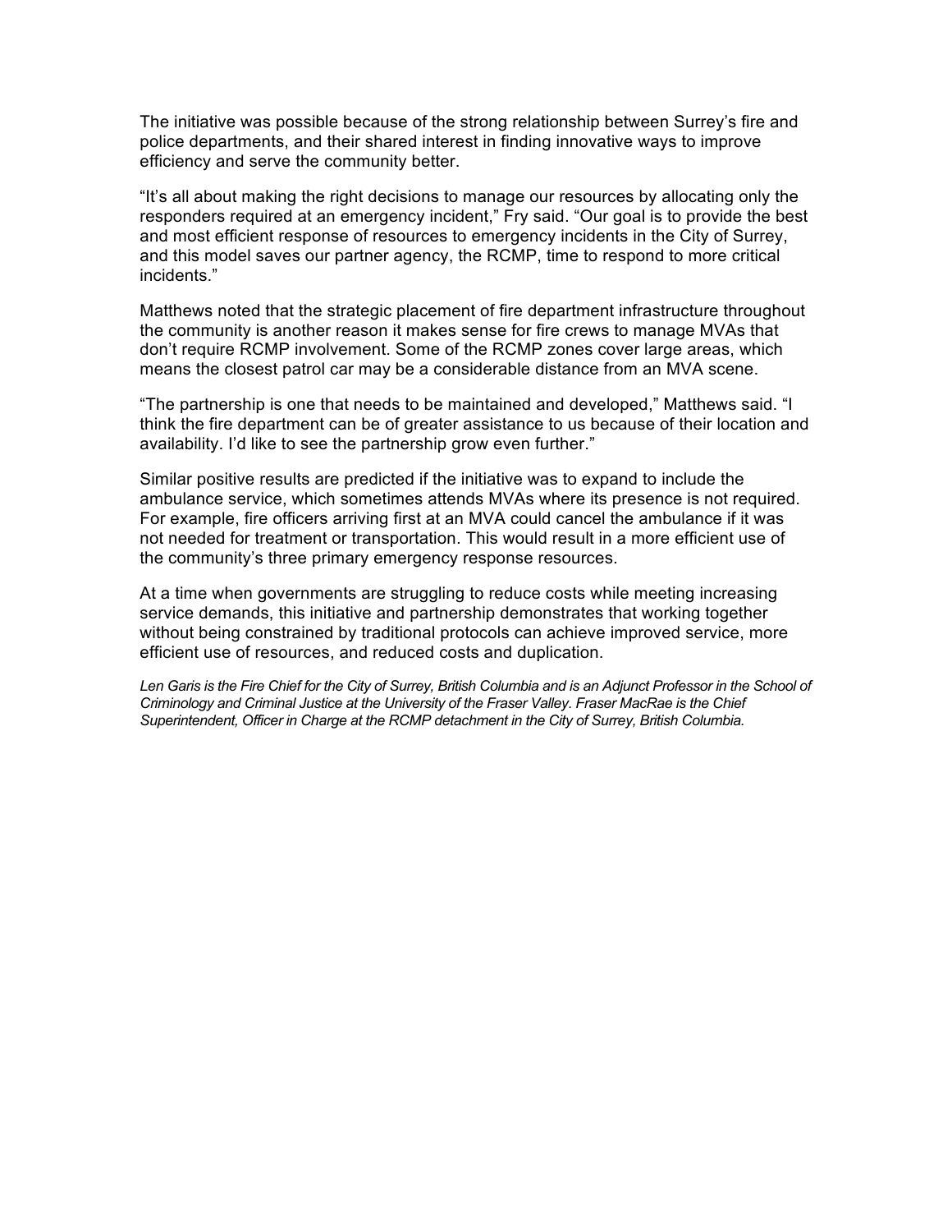The initiative was possible because of the strong relationship between Surrey's fire and police departments, and their shared interest in finding innovative ways to improve efficiency and serve the community better.

"It's all about making the right decisions to manage our resources by allocating only the responders required at an emergency incident," Fry said. "Our goal is to provide the best and most efficient response of resources to emergency incidents in the City of Surrey, and this model saves our partner agency, the RCMP, time to respond to more critical incidents."

Matthews noted that the strategic placement of fire department infrastructure throughout the community is another reason it makes sense for fire crews to manage MVAs that don't require RCMP involvement. Some of the RCMP zones cover large areas, which means the closest patrol car may be a considerable distance from an MVA scene.

"The partnership is one that needs to be maintained and developed," Matthews said. "I think the fire department can be of greater assistance to us because of their location and availability. I'd like to see the partnership grow even further."

Similar positive results are predicted if the initiative was to expand to include the ambulance service, which sometimes attends MVAs where its presence is not required. For example, fire officers arriving first at an MVA could cancel the ambulance if it was not needed for treatment or transportation. This would result in a more efficient use of the community's three primary emergency response resources.

At a time when governments are struggling to reduce costs while meeting increasing service demands, this initiative and partnership demonstrates that working together without being constrained by traditional protocols can achieve improved service, more efficient use of resources, and reduced costs and duplication.

*Len Garis is the Fire Chief for the City of Surrey, British Columbia and is an Adjunct Professor in the School of Criminology and Criminal Justice at the University of the Fraser Valley. Fraser MacRae is the Chief Superintendent, Officer in Charge at the RCMP detachment in the City of Surrey, British Columbia.*